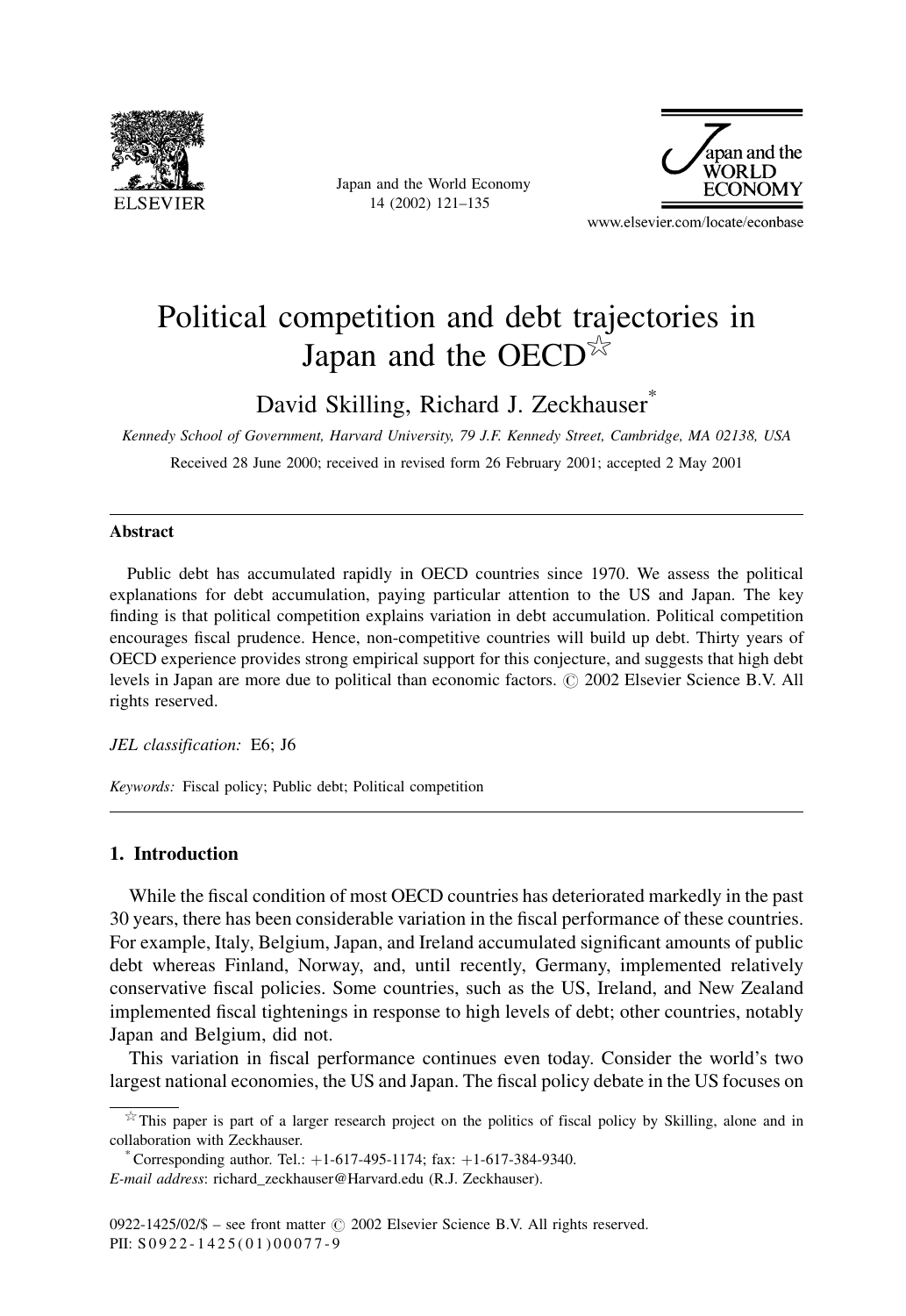# Political competition and debt trajectories in Japan and the OECD[☆]

David Skilling, Richard J. Zeckhauser[*]

*Kennedy School of Government, Harvard University, 79 J.F. Kennedy Street, Cambridge, MA 02138, USA*

Received 28 June 2000; received in revised form 26 February 2001; accepted 2 May 2001

---

**Abstract**

Public debt has accumulated rapidly in OECD countries since 1970. We assess the political explanations for debt accumulation, paying particular attention to the US and Japan. The key finding is that political competition explains variation in debt accumulation. Political competition encourages fiscal prudence. Hence, non-competitive countries will build up debt. Thirty years of OECD experience provides strong empirical support for this conjecture, and suggests that high debt levels in Japan are more due to political than economic factors. © 2002 Elsevier Science B.V. All rights reserved.

*JEL classification:* E6; J6

*Keywords:* Fiscal policy; Public debt; Political competition

---

## 1. Introduction

While the fiscal condition of most OECD countries has deteriorated markedly in the past 30 years, there has been considerable variation in the fiscal performance of these countries. For example, Italy, Belgium, Japan, and Ireland accumulated significant amounts of public debt whereas Finland, Norway, and, until recently, Germany, implemented relatively conservative fiscal policies. Some countries, such as the US, Ireland, and New Zealand implemented fiscal tightenings in response to high levels of debt; other countries, notably Japan and Belgium, did not.

This variation in fiscal performance continues even today. Consider the world's two largest national economies, the US and Japan. The fiscal policy debate in the US focuses on

---

[☆] This paper is part of a larger research project on the politics of fiscal policy by Skilling, alone and in collaboration with Zeckhauser.

[*] Corresponding author. Tel.: +1-617-495-1174; fax: +1-617-384-9340.

*E-mail address*: richard_zeckhauser@Harvard.edu (R.J. Zeckhauser).

0922-1425/02/$ – see front matter © 2002 Elsevier Science B.V. All rights reserved.
PII: S0922-1425(01)00077-9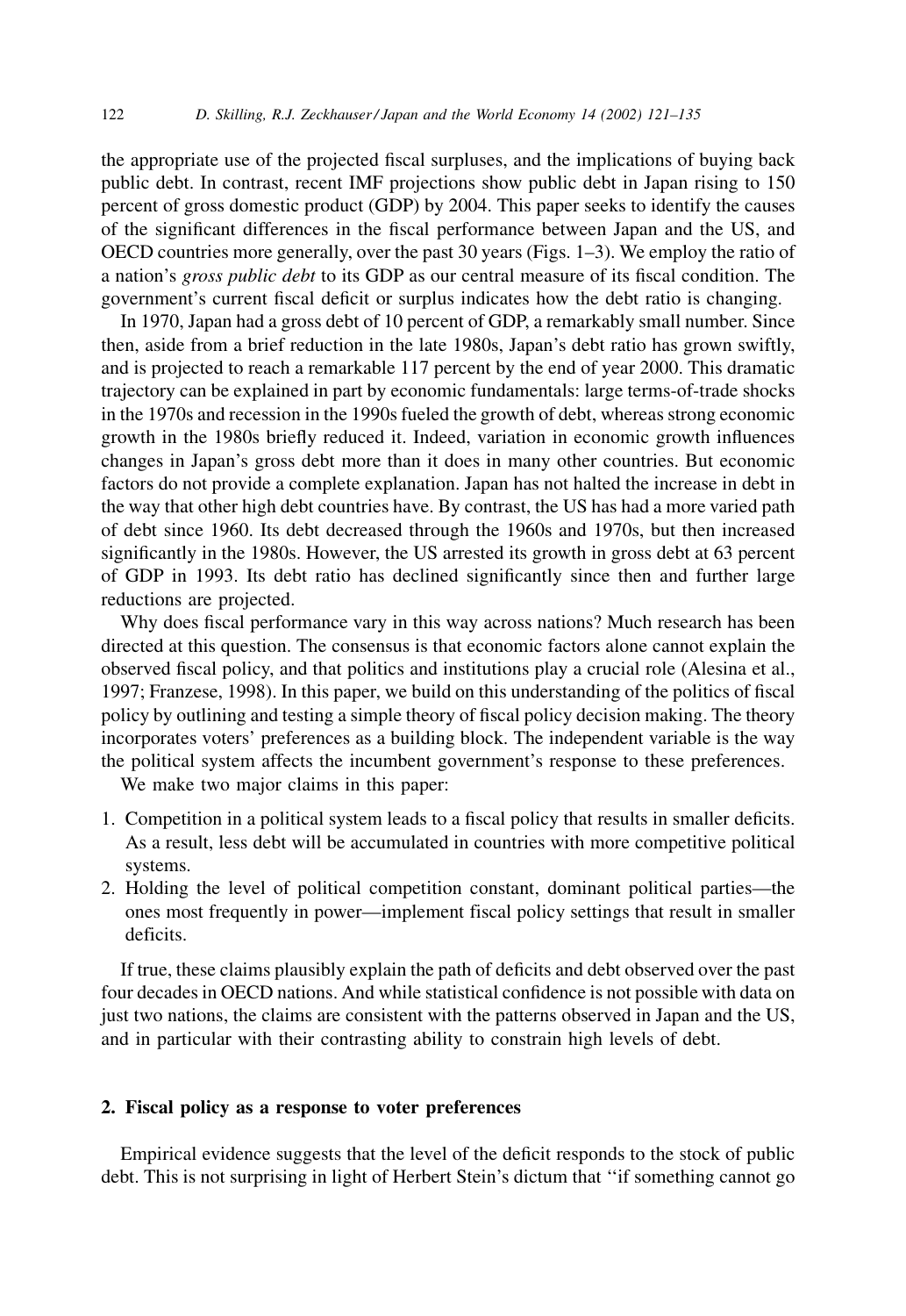the appropriate use of the projected fiscal surpluses, and the implications of buying back public debt. In contrast, recent IMF projections show public debt in Japan rising to 150 percent of gross domestic product (GDP) by 2004. This paper seeks to identify the causes of the significant differences in the fiscal performance between Japan and the US, and OECD countries more generally, over the past 30 years (Figs. 1–3). We employ the ratio of a nation's *gross public debt* to its GDP as our central measure of its fiscal condition. The government's current fiscal deficit or surplus indicates how the debt ratio is changing.

In 1970, Japan had a gross debt of 10 percent of GDP, a remarkably small number. Since then, aside from a brief reduction in the late 1980s, Japan's debt ratio has grown swiftly, and is projected to reach a remarkable 117 percent by the end of year 2000. This dramatic trajectory can be explained in part by economic fundamentals: large terms-of-trade shocks in the 1970s and recession in the 1990s fueled the growth of debt, whereas strong economic growth in the 1980s briefly reduced it. Indeed, variation in economic growth influences changes in Japan's gross debt more than it does in many other countries. But economic factors do not provide a complete explanation. Japan has not halted the increase in debt in the way that other high debt countries have. By contrast, the US has had a more varied path of debt since 1960. Its debt decreased through the 1960s and 1970s, but then increased significantly in the 1980s. However, the US arrested its growth in gross debt at 63 percent of GDP in 1993. Its debt ratio has declined significantly since then and further large reductions are projected.

Why does fiscal performance vary in this way across nations? Much research has been directed at this question. The consensus is that economic factors alone cannot explain the observed fiscal policy, and that politics and institutions play a crucial role (Alesina et al., 1997; Franzese, 1998). In this paper, we build on this understanding of the politics of fiscal policy by outlining and testing a simple theory of fiscal policy decision making. The theory incorporates voters' preferences as a building block. The independent variable is the way the political system affects the incumbent government's response to these preferences.

We make two major claims in this paper:

1. Competition in a political system leads to a fiscal policy that results in smaller deficits. As a result, less debt will be accumulated in countries with more competitive political systems.
2. Holding the level of political competition constant, dominant political parties—the ones most frequently in power—implement fiscal policy settings that result in smaller deficits.

If true, these claims plausibly explain the path of deficits and debt observed over the past four decades in OECD nations. And while statistical confidence is not possible with data on just two nations, the claims are consistent with the patterns observed in Japan and the US, and in particular with their contrasting ability to constrain high levels of debt.

## 2. Fiscal policy as a response to voter preferences

Empirical evidence suggests that the level of the deficit responds to the stock of public debt. This is not surprising in light of Herbert Stein's dictum that "if something cannot go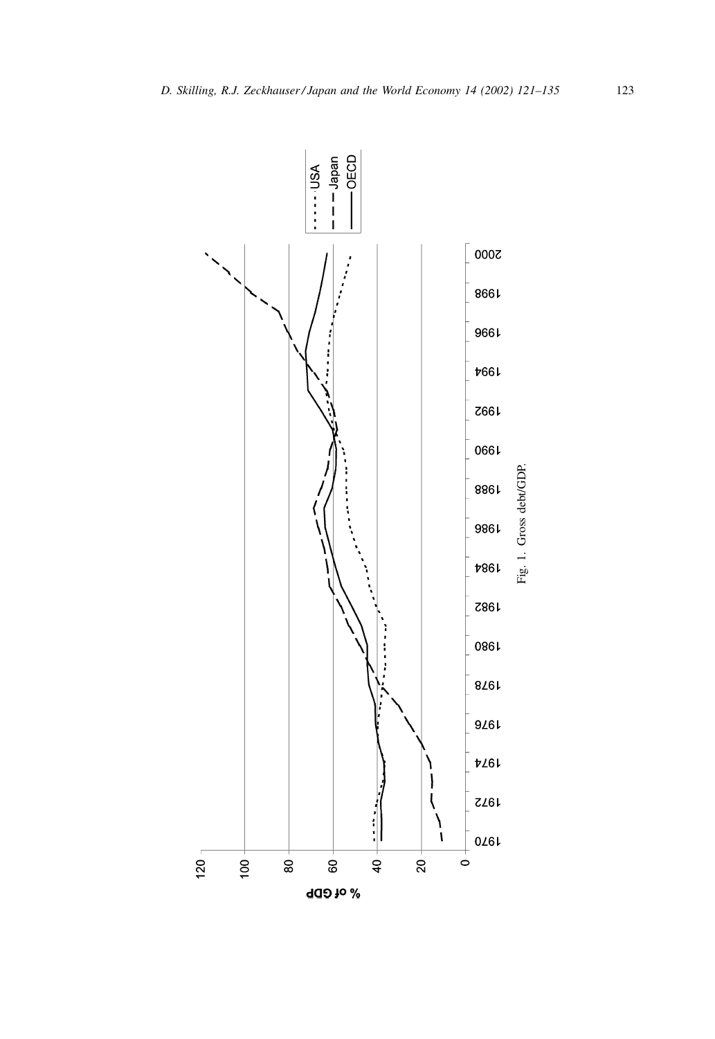Fig. 1. Gross debt/GDP.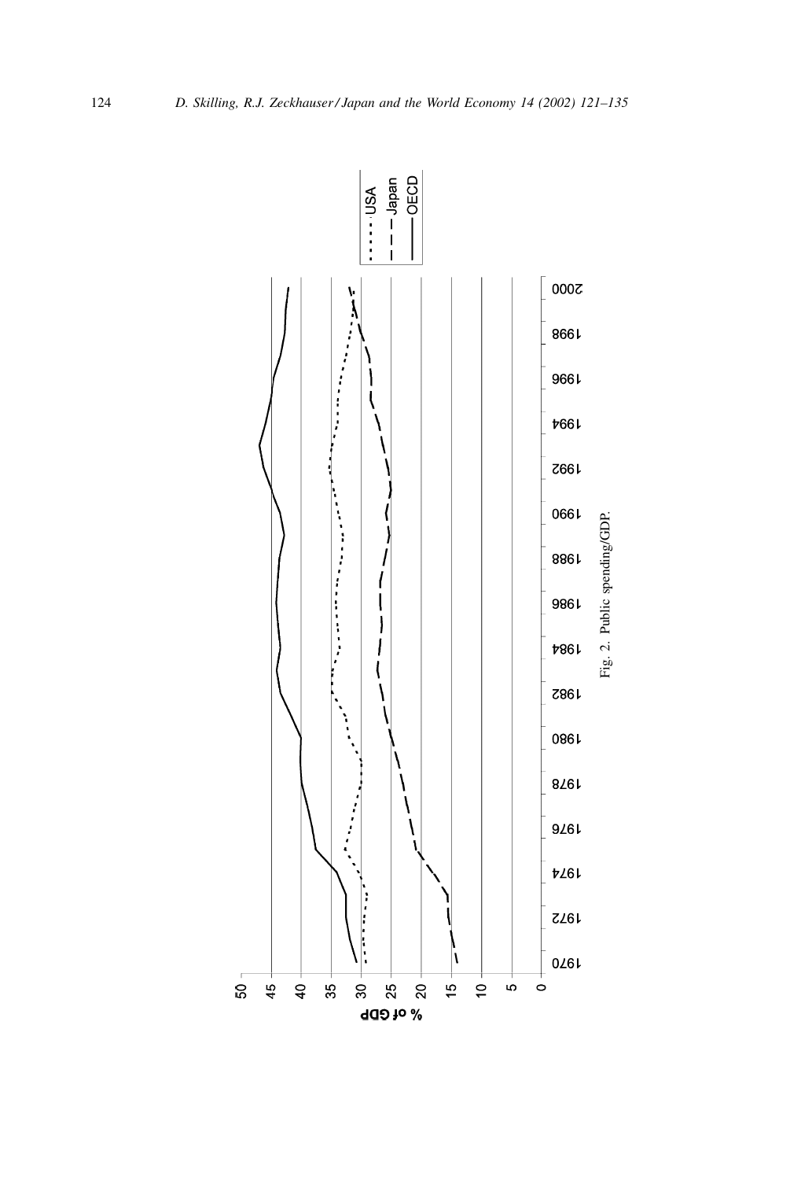Fig. 2. Public spending/GDP.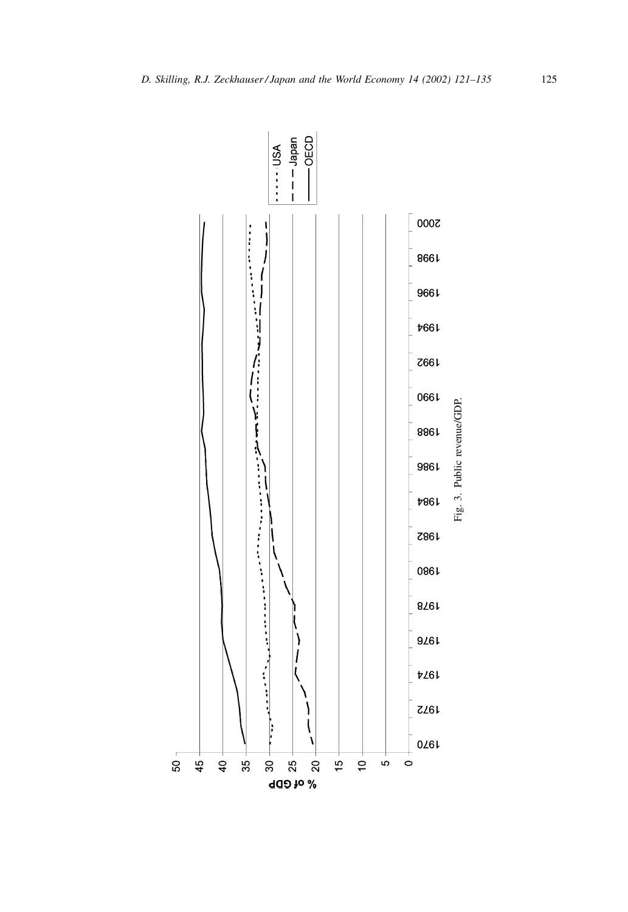Fig. 3. Public revenue/GDP.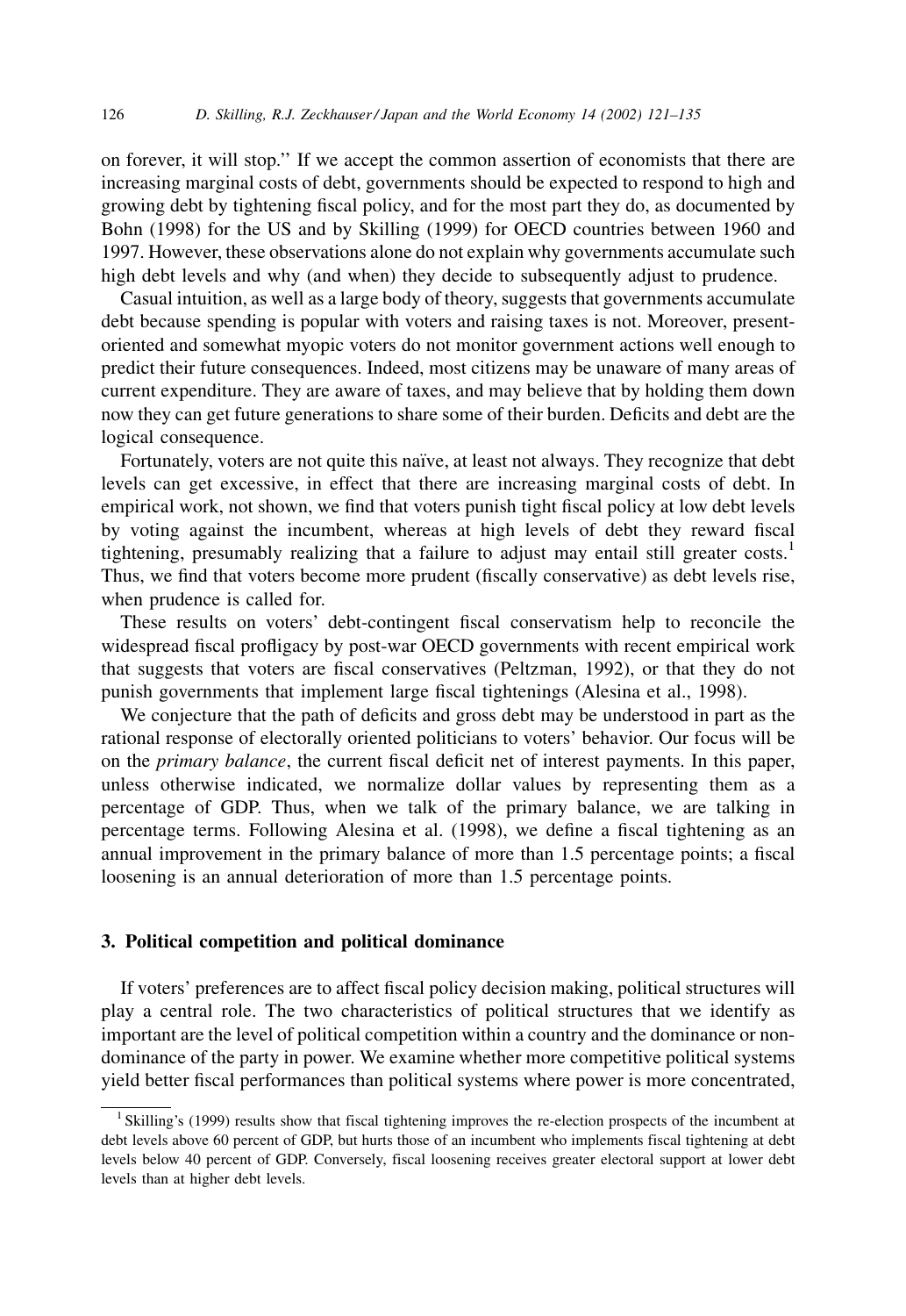on forever, it will stop." If we accept the common assertion of economists that there are increasing marginal costs of debt, governments should be expected to respond to high and growing debt by tightening fiscal policy, and for the most part they do, as documented by Bohn (1998) for the US and by Skilling (1999) for OECD countries between 1960 and 1997. However, these observations alone do not explain why governments accumulate such high debt levels and why (and when) they decide to subsequently adjust to prudence.

Casual intuition, as well as a large body of theory, suggests that governments accumulate debt because spending is popular with voters and raising taxes is not. Moreover, present-oriented and somewhat myopic voters do not monitor government actions well enough to predict their future consequences. Indeed, most citizens may be unaware of many areas of current expenditure. They are aware of taxes, and may believe that by holding them down now they can get future generations to share some of their burden. Deficits and debt are the logical consequence.

Fortunately, voters are not quite this naïve, at least not always. They recognize that debt levels can get excessive, in effect that there are increasing marginal costs of debt. In empirical work, not shown, we find that voters punish tight fiscal policy at low debt levels by voting against the incumbent, whereas at high levels of debt they reward fiscal tightening, presumably realizing that a failure to adjust may entail still greater costs.[1] Thus, we find that voters become more prudent (fiscally conservative) as debt levels rise, when prudence is called for.

These results on voters' debt-contingent fiscal conservatism help to reconcile the widespread fiscal profligacy by post-war OECD governments with recent empirical work that suggests that voters are fiscal conservatives (Peltzman, 1992), or that they do not punish governments that implement large fiscal tightenings (Alesina et al., 1998).

We conjecture that the path of deficits and gross debt may be understood in part as the rational response of electorally oriented politicians to voters' behavior. Our focus will be on the *primary balance*, the current fiscal deficit net of interest payments. In this paper, unless otherwise indicated, we normalize dollar values by representing them as a percentage of GDP. Thus, when we talk of the primary balance, we are talking in percentage terms. Following Alesina et al. (1998), we define a fiscal tightening as an annual improvement in the primary balance of more than 1.5 percentage points; a fiscal loosening is an annual deterioration of more than 1.5 percentage points.

## 3. Political competition and political dominance

If voters' preferences are to affect fiscal policy decision making, political structures will play a central role. The two characteristics of political structures that we identify as important are the level of political competition within a country and the dominance or non-dominance of the party in power. We examine whether more competitive political systems yield better fiscal performances than political systems where power is more concentrated,

[1] Skilling's (1999) results show that fiscal tightening improves the re-election prospects of the incumbent at debt levels above 60 percent of GDP, but hurts those of an incumbent who implements fiscal tightening at debt levels below 40 percent of GDP. Conversely, fiscal loosening receives greater electoral support at lower debt levels than at higher debt levels.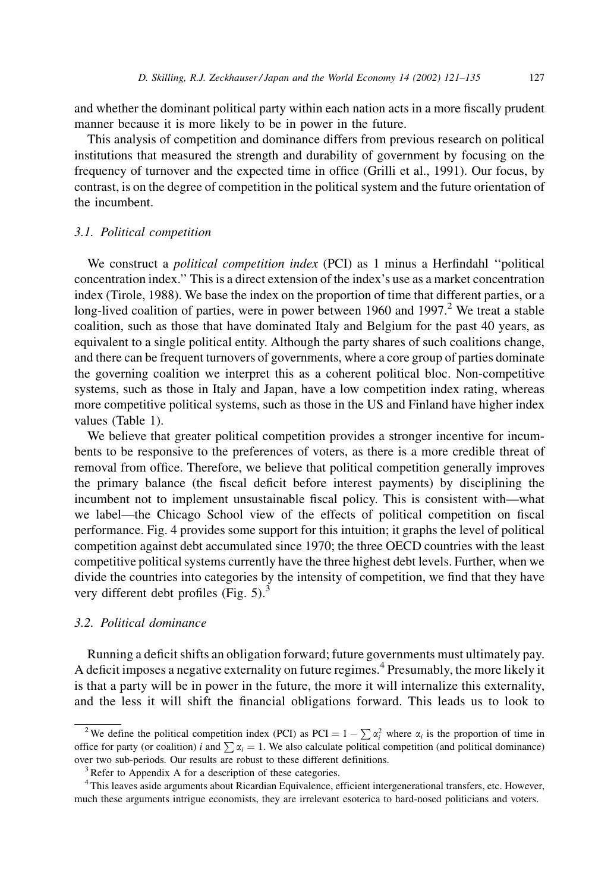and whether the dominant political party within each nation acts in a more fiscally prudent manner because it is more likely to be in power in the future.

This analysis of competition and dominance differs from previous research on political institutions that measured the strength and durability of government by focusing on the frequency of turnover and the expected time in office (Grilli et al., 1991). Our focus, by contrast, is on the degree of competition in the political system and the future orientation of the incumbent.

### 3.1. Political competition

We construct a *political competition index* (PCI) as 1 minus a Herfindahl "political concentration index." This is a direct extension of the index's use as a market concentration index (Tirole, 1988). We base the index on the proportion of time that different parties, or a long-lived coalition of parties, were in power between 1960 and 1997.[2] We treat a stable coalition, such as those that have dominated Italy and Belgium for the past 40 years, as equivalent to a single political entity. Although the party shares of such coalitions change, and there can be frequent turnovers of governments, where a core group of parties dominate the governing coalition we interpret this as a coherent political bloc. Non-competitive systems, such as those in Italy and Japan, have a low competition index rating, whereas more competitive political systems, such as those in the US and Finland have higher index values (Table 1).

We believe that greater political competition provides a stronger incentive for incumbents to be responsive to the preferences of voters, as there is a more credible threat of removal from office. Therefore, we believe that political competition generally improves the primary balance (the fiscal deficit before interest payments) by disciplining the incumbent not to implement unsustainable fiscal policy. This is consistent with—what we label—the Chicago School view of the effects of political competition on fiscal performance. Fig. 4 provides some support for this intuition; it graphs the level of political competition against debt accumulated since 1970; the three OECD countries with the least competitive political systems currently have the three highest debt levels. Further, when we divide the countries into categories by the intensity of competition, we find that they have very different debt profiles (Fig. 5).[3]

### 3.2. Political dominance

Running a deficit shifts an obligation forward; future governments must ultimately pay. A deficit imposes a negative externality on future regimes.[4] Presumably, the more likely it is that a party will be in power in the future, the more it will internalize this externality, and the less it will shift the financial obligations forward. This leads us to look to

---

[2] We define the political competition index (PCI) as $\text{PCI} = 1 - \sum \alpha_i^2$ where $\alpha_i$ is the proportion of time in office for party (or coalition) $i$ and $\sum \alpha_i = 1$. We also calculate political competition (and political dominance) over two sub-periods. Our results are robust to these different definitions.

[3] Refer to Appendix A for a description of these categories.

[4] This leaves aside arguments about Ricardian Equivalence, efficient intergenerational transfers, etc. However, much these arguments intrigue economists, they are irrelevant esoterica to hard-nosed politicians and voters.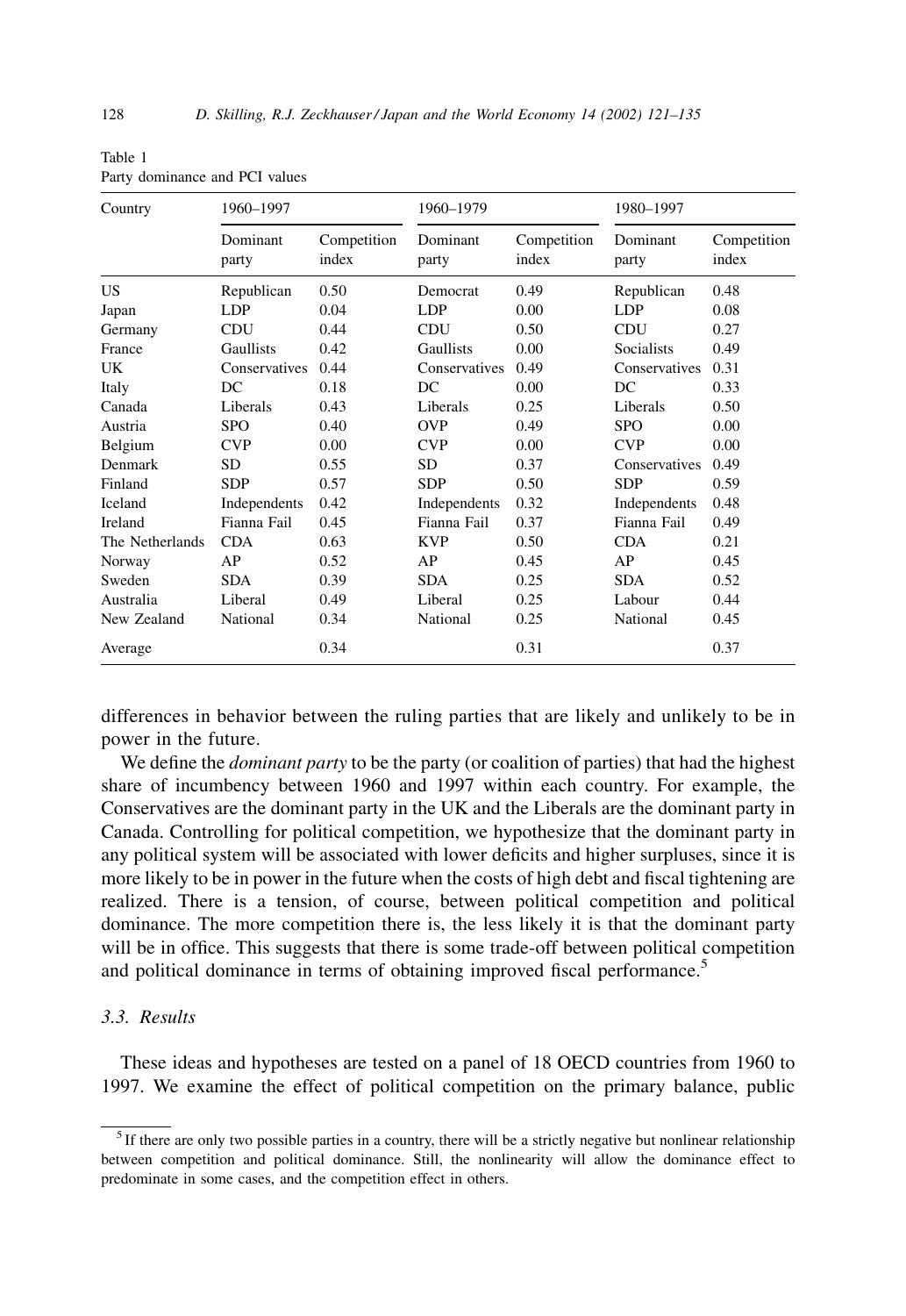Table 1
Party dominance and PCI values

| Country | 1960–1997 | | 1960–1979 | | 1980–1997 | |
|---|---|---|---|---|---|---|
| | Dominant party | Competition index | Dominant party | Competition index | Dominant party | Competition index |
| US | Republican | 0.50 | Democrat | 0.49 | Republican | 0.48 |
| Japan | LDP | 0.04 | LDP | 0.00 | LDP | 0.08 |
| Germany | CDU | 0.44 | CDU | 0.50 | CDU | 0.27 |
| France | Gaullists | 0.42 | Gaullists | 0.00 | Socialists | 0.49 |
| UK | Conservatives | 0.44 | Conservatives | 0.49 | Conservatives | 0.31 |
| Italy | DC | 0.18 | DC | 0.00 | DC | 0.33 |
| Canada | Liberals | 0.43 | Liberals | 0.25 | Liberals | 0.50 |
| Austria | SPO | 0.40 | OVP | 0.49 | SPO | 0.00 |
| Belgium | CVP | 0.00 | CVP | 0.00 | CVP | 0.00 |
| Denmark | SD | 0.55 | SD | 0.37 | Conservatives | 0.49 |
| Finland | SDP | 0.57 | SDP | 0.50 | SDP | 0.59 |
| Iceland | Independents | 0.42 | Independents | 0.32 | Independents | 0.48 |
| Ireland | Fianna Fail | 0.45 | Fianna Fail | 0.37 | Fianna Fail | 0.49 |
| The Netherlands | CDA | 0.63 | KVP | 0.50 | CDA | 0.21 |
| Norway | AP | 0.52 | AP | 0.45 | AP | 0.45 |
| Sweden | SDA | 0.39 | SDA | 0.25 | SDA | 0.52 |
| Australia | Liberal | 0.49 | Liberal | 0.25 | Labour | 0.44 |
| New Zealand | National | 0.34 | National | 0.25 | National | 0.45 |
| Average | | 0.34 | | 0.31 | | 0.37 |

differences in behavior between the ruling parties that are likely and unlikely to be in power in the future.

We define the *dominant party* to be the party (or coalition of parties) that had the highest share of incumbency between 1960 and 1997 within each country. For example, the Conservatives are the dominant party in the UK and the Liberals are the dominant party in Canada. Controlling for political competition, we hypothesize that the dominant party in any political system will be associated with lower deficits and higher surpluses, since it is more likely to be in power in the future when the costs of high debt and fiscal tightening are realized. There is a tension, of course, between political competition and political dominance. The more competition there is, the less likely it is that the dominant party will be in office. This suggests that there is some trade-off between political competition and political dominance in terms of obtaining improved fiscal performance.[5]

### 3.3. Results

These ideas and hypotheses are tested on a panel of 18 OECD countries from 1960 to 1997. We examine the effect of political competition on the primary balance, public

[5] If there are only two possible parties in a country, there will be a strictly negative but nonlinear relationship between competition and political dominance. Still, the nonlinearity will allow the dominance effect to predominate in some cases, and the competition effect in others.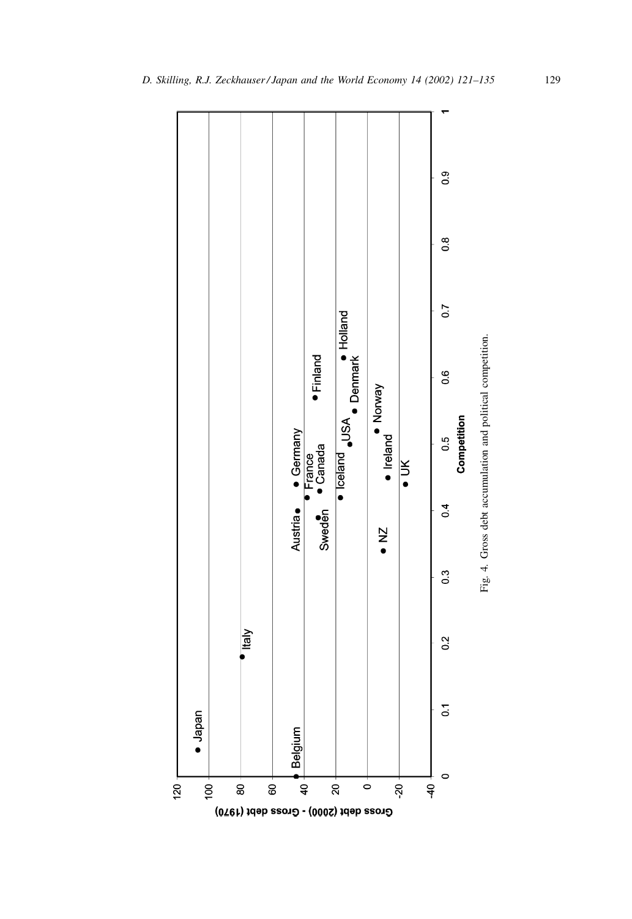Fig. 4. Gross debt accumulation and political competition.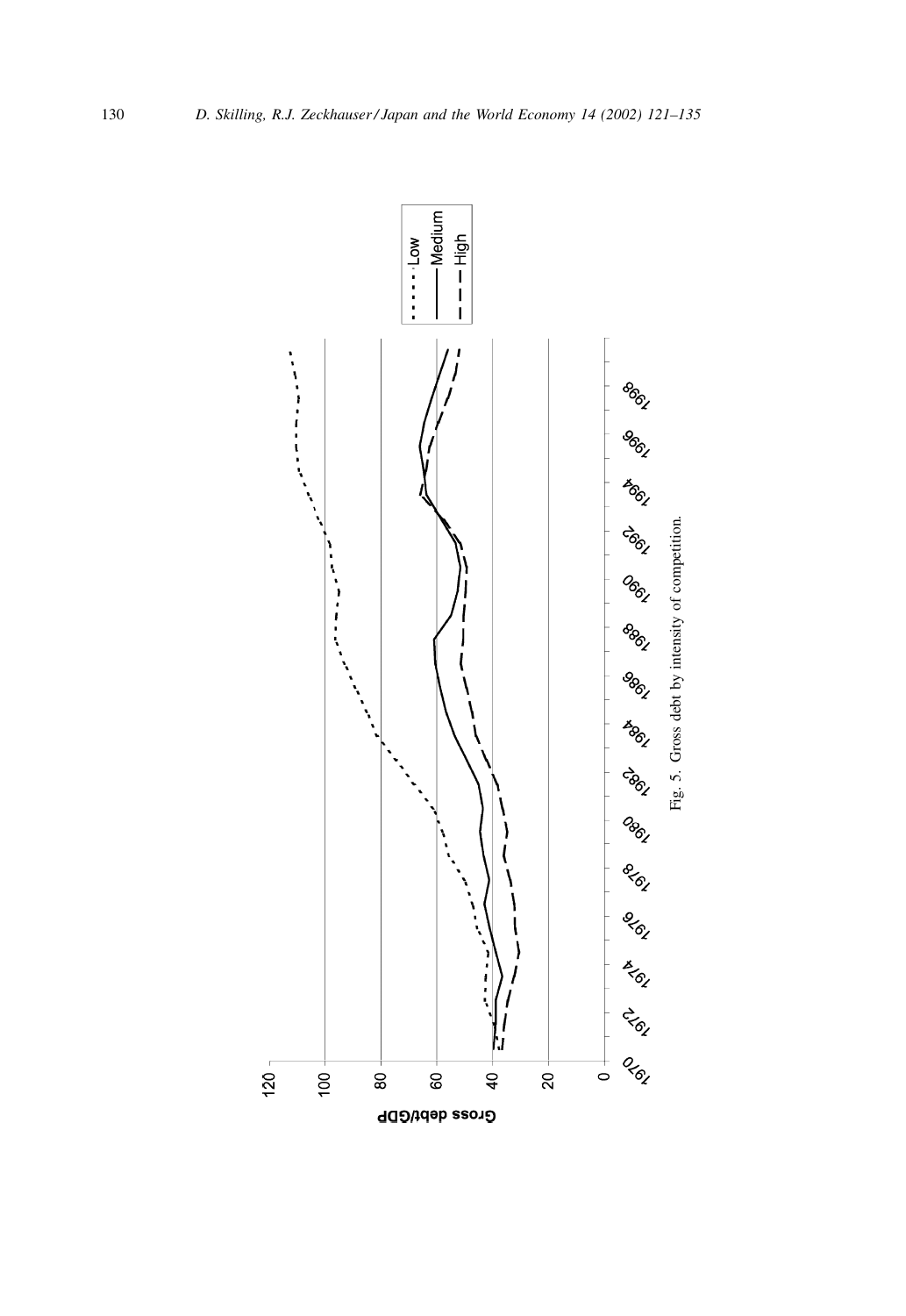Fig. 5. Gross debt by intensity of competition.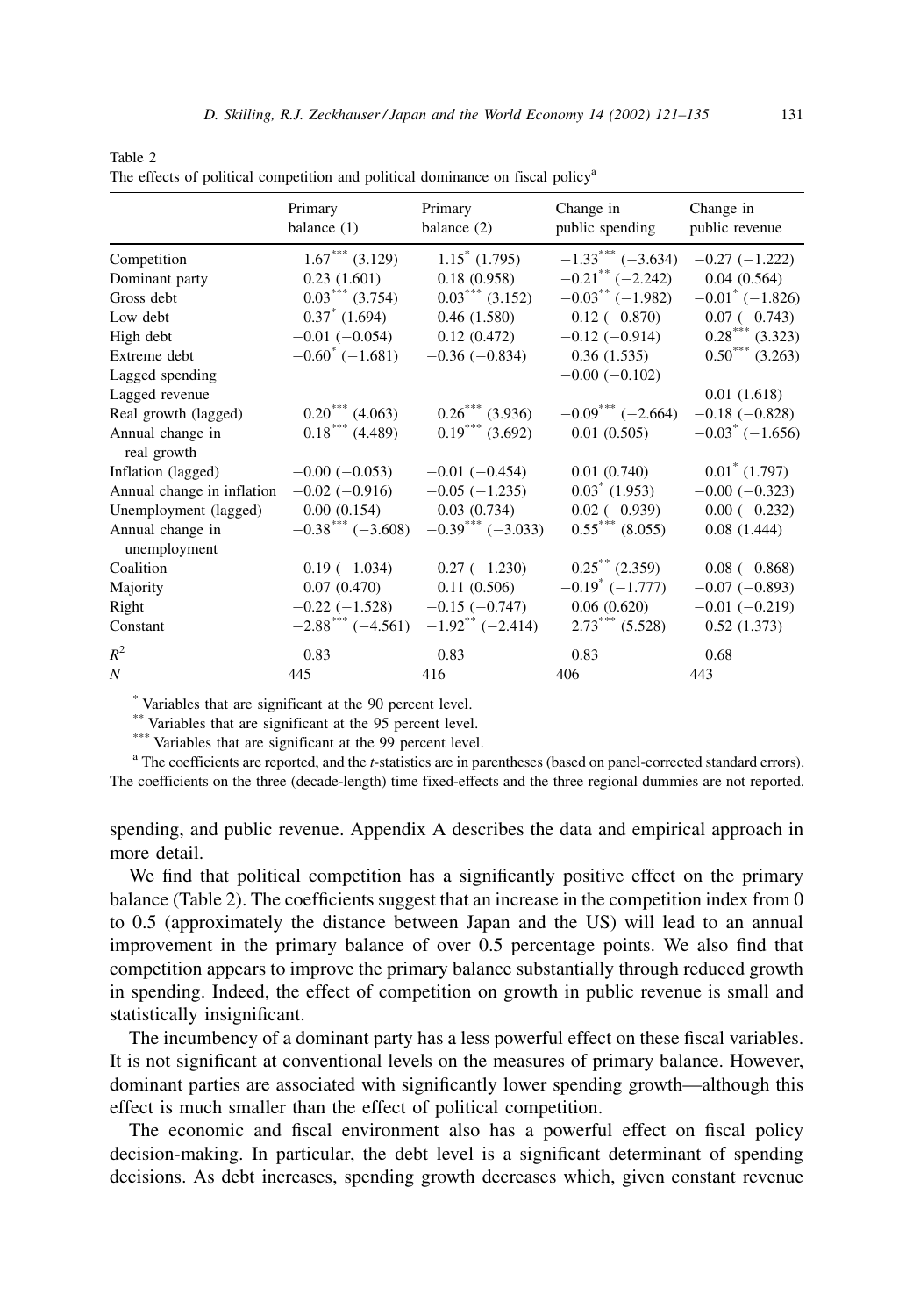Table 2
The effects of political competition and political dominance on fiscal policy[a]

| | Primary balance (1) | Primary balance (2) | Change in public spending | Change in public revenue |
|---|---|---|---|---|
| Competition | 1.67*** (3.129) | 1.15* (1.795) | −1.33*** (−3.634) | −0.27 (−1.222) |
| Dominant party | 0.23 (1.601) | 0.18 (0.958) | −0.21** (−2.242) | 0.04 (0.564) |
| Gross debt | 0.03*** (3.754) | 0.03*** (3.152) | −0.03** (−1.982) | −0.01* (−1.826) |
| Low debt | 0.37* (1.694) | 0.46 (1.580) | −0.12 (−0.870) | −0.07 (−0.743) |
| High debt | −0.01 (−0.054) | 0.12 (0.472) | −0.12 (−0.914) | 0.28*** (3.323) |
| Extreme debt | −0.60* (−1.681) | −0.36 (−0.834) | 0.36 (1.535) | 0.50*** (3.263) |
| Lagged spending | | | −0.00 (−0.102) | |
| Lagged revenue | | | | 0.01 (1.618) |
| Real growth (lagged) | 0.20*** (4.063) | 0.26*** (3.936) | −0.09*** (−2.664) | −0.18 (−0.828) |
| Annual change in real growth | 0.18*** (4.489) | 0.19*** (3.692) | 0.01 (0.505) | −0.03* (−1.656) |
| Inflation (lagged) | −0.00 (−0.053) | −0.01 (−0.454) | 0.01 (0.740) | 0.01* (1.797) |
| Annual change in inflation | −0.02 (−0.916) | −0.05 (−1.235) | 0.03* (1.953) | −0.00 (−0.323) |
| Unemployment (lagged) | 0.00 (0.154) | 0.03 (0.734) | −0.02 (−0.939) | −0.00 (−0.232) |
| Annual change in unemployment | −0.38*** (−3.608) | −0.39*** (−3.033) | 0.55*** (8.055) | 0.08 (1.444) |
| Coalition | −0.19 (−1.034) | −0.27 (−1.230) | 0.25** (2.359) | −0.08 (−0.868) |
| Majority | 0.07 (0.470) | 0.11 (0.506) | −0.19* (−1.777) | −0.07 (−0.893) |
| Right | −0.22 (−1.528) | −0.15 (−0.747) | 0.06 (0.620) | −0.01 (−0.219) |
| Constant | −2.88*** (−4.561) | −1.92** (−2.414) | 2.73*** (5.528) | 0.52 (1.373) |
| $R^2$ | 0.83 | 0.83 | 0.83 | 0.68 |
| $N$ | 445 | 416 | 406 | 443 |

\* Variables that are significant at the 90 percent level.

\*\* Variables that are significant at the 95 percent level.

\*\*\* Variables that are significant at the 99 percent level.

[a] The coefficients are reported, and the *t*-statistics are in parentheses (based on panel-corrected standard errors). The coefficients on the three (decade-length) time fixed-effects and the three regional dummies are not reported.

spending, and public revenue. Appendix A describes the data and empirical approach in more detail.

We find that political competition has a significantly positive effect on the primary balance (Table 2). The coefficients suggest that an increase in the competition index from 0 to 0.5 (approximately the distance between Japan and the US) will lead to an annual improvement in the primary balance of over 0.5 percentage points. We also find that competition appears to improve the primary balance substantially through reduced growth in spending. Indeed, the effect of competition on growth in public revenue is small and statistically insignificant.

The incumbency of a dominant party has a less powerful effect on these fiscal variables. It is not significant at conventional levels on the measures of primary balance. However, dominant parties are associated with significantly lower spending growth—although this effect is much smaller than the effect of political competition.

The economic and fiscal environment also has a powerful effect on fiscal policy decision-making. In particular, the debt level is a significant determinant of spending decisions. As debt increases, spending growth decreases which, given constant revenue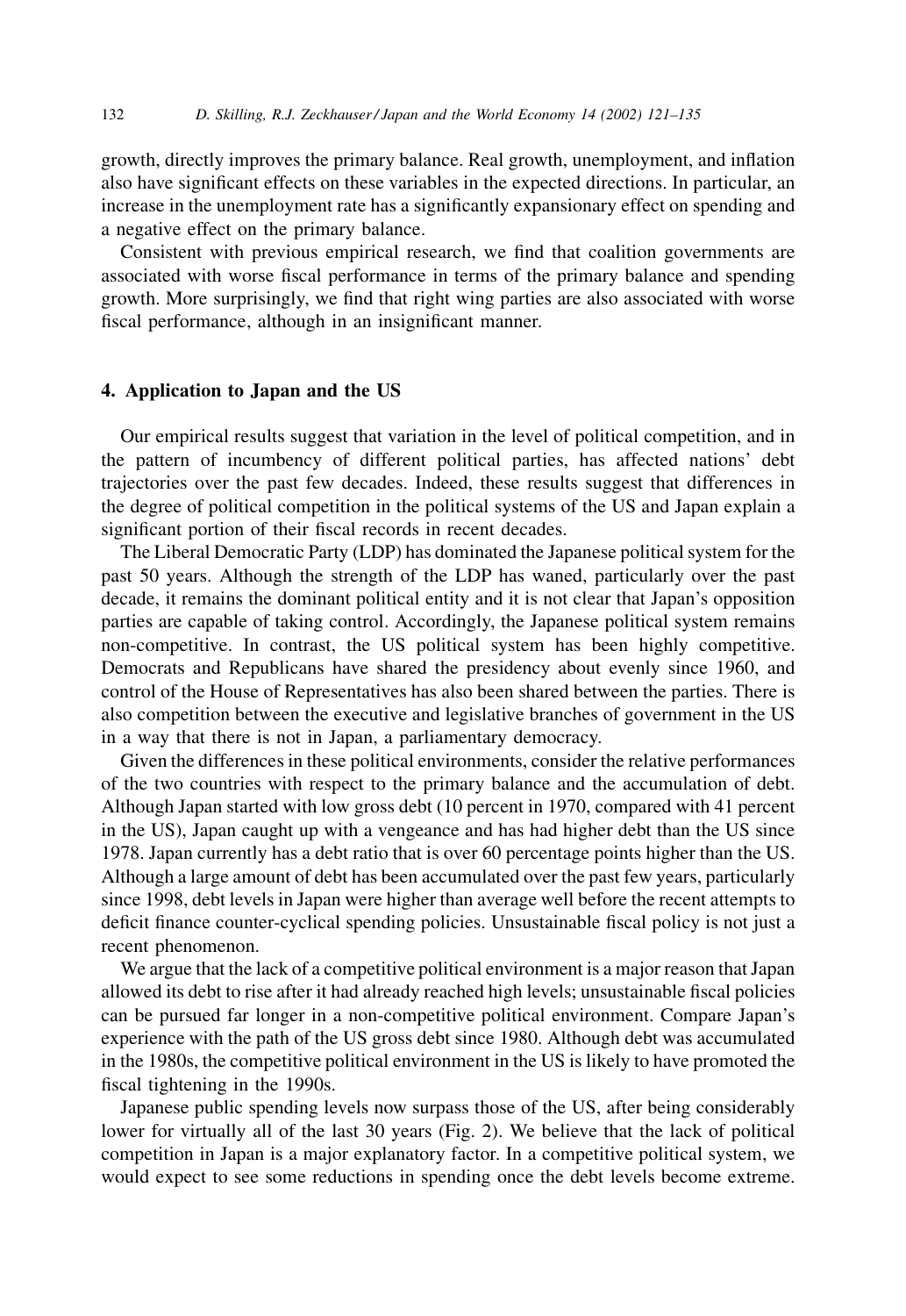growth, directly improves the primary balance. Real growth, unemployment, and inflation also have significant effects on these variables in the expected directions. In particular, an increase in the unemployment rate has a significantly expansionary effect on spending and a negative effect on the primary balance.

Consistent with previous empirical research, we find that coalition governments are associated with worse fiscal performance in terms of the primary balance and spending growth. More surprisingly, we find that right wing parties are also associated with worse fiscal performance, although in an insignificant manner.

## 4. Application to Japan and the US

Our empirical results suggest that variation in the level of political competition, and in the pattern of incumbency of different political parties, has affected nations' debt trajectories over the past few decades. Indeed, these results suggest that differences in the degree of political competition in the political systems of the US and Japan explain a significant portion of their fiscal records in recent decades.

The Liberal Democratic Party (LDP) has dominated the Japanese political system for the past 50 years. Although the strength of the LDP has waned, particularly over the past decade, it remains the dominant political entity and it is not clear that Japan's opposition parties are capable of taking control. Accordingly, the Japanese political system remains non-competitive. In contrast, the US political system has been highly competitive. Democrats and Republicans have shared the presidency about evenly since 1960, and control of the House of Representatives has also been shared between the parties. There is also competition between the executive and legislative branches of government in the US in a way that there is not in Japan, a parliamentary democracy.

Given the differences in these political environments, consider the relative performances of the two countries with respect to the primary balance and the accumulation of debt. Although Japan started with low gross debt (10 percent in 1970, compared with 41 percent in the US), Japan caught up with a vengeance and has had higher debt than the US since 1978. Japan currently has a debt ratio that is over 60 percentage points higher than the US. Although a large amount of debt has been accumulated over the past few years, particularly since 1998, debt levels in Japan were higher than average well before the recent attempts to deficit finance counter-cyclical spending policies. Unsustainable fiscal policy is not just a recent phenomenon.

We argue that the lack of a competitive political environment is a major reason that Japan allowed its debt to rise after it had already reached high levels; unsustainable fiscal policies can be pursued far longer in a non-competitive political environment. Compare Japan's experience with the path of the US gross debt since 1980. Although debt was accumulated in the 1980s, the competitive political environment in the US is likely to have promoted the fiscal tightening in the 1990s.

Japanese public spending levels now surpass those of the US, after being considerably lower for virtually all of the last 30 years (Fig. 2). We believe that the lack of political competition in Japan is a major explanatory factor. In a competitive political system, we would expect to see some reductions in spending once the debt levels become extreme.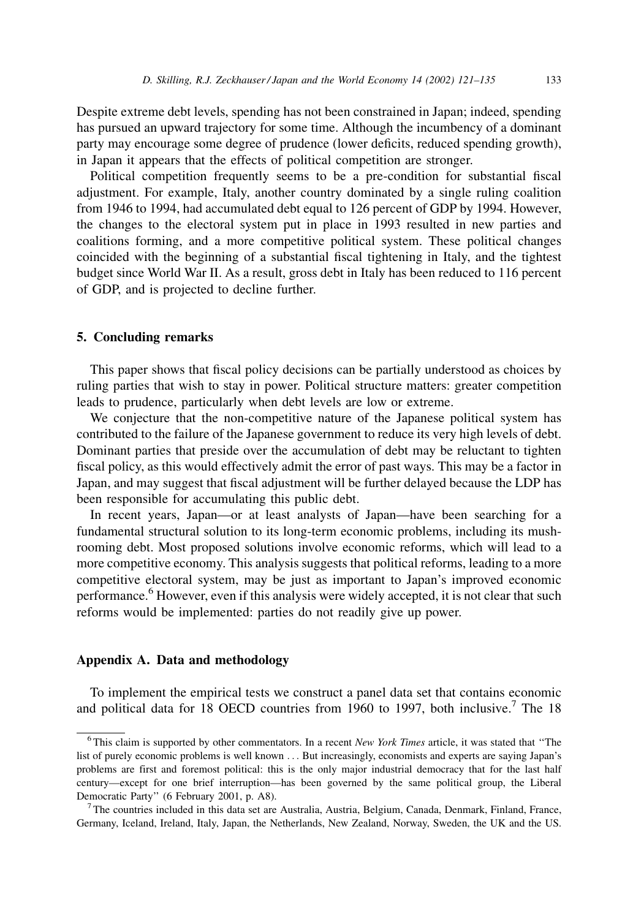Despite extreme debt levels, spending has not been constrained in Japan; indeed, spending has pursued an upward trajectory for some time. Although the incumbency of a dominant party may encourage some degree of prudence (lower deficits, reduced spending growth), in Japan it appears that the effects of political competition are stronger.

Political competition frequently seems to be a pre-condition for substantial fiscal adjustment. For example, Italy, another country dominated by a single ruling coalition from 1946 to 1994, had accumulated debt equal to 126 percent of GDP by 1994. However, the changes to the electoral system put in place in 1993 resulted in new parties and coalitions forming, and a more competitive political system. These political changes coincided with the beginning of a substantial fiscal tightening in Italy, and the tightest budget since World War II. As a result, gross debt in Italy has been reduced to 116 percent of GDP, and is projected to decline further.

## 5. Concluding remarks

This paper shows that fiscal policy decisions can be partially understood as choices by ruling parties that wish to stay in power. Political structure matters: greater competition leads to prudence, particularly when debt levels are low or extreme.

We conjecture that the non-competitive nature of the Japanese political system has contributed to the failure of the Japanese government to reduce its very high levels of debt. Dominant parties that preside over the accumulation of debt may be reluctant to tighten fiscal policy, as this would effectively admit the error of past ways. This may be a factor in Japan, and may suggest that fiscal adjustment will be further delayed because the LDP has been responsible for accumulating this public debt.

In recent years, Japan—or at least analysts of Japan—have been searching for a fundamental structural solution to its long-term economic problems, including its mushrooming debt. Most proposed solutions involve economic reforms, which will lead to a more competitive economy. This analysis suggests that political reforms, leading to a more competitive electoral system, may be just as important to Japan's improved economic performance.[6] However, even if this analysis were widely accepted, it is not clear that such reforms would be implemented: parties do not readily give up power.

## Appendix A. Data and methodology

To implement the empirical tests we construct a panel data set that contains economic and political data for 18 OECD countries from 1960 to 1997, both inclusive.[7] The 18

---

[6] This claim is supported by other commentators. In a recent *New York Times* article, it was stated that "The list of purely economic problems is well known ... But increasingly, economists and experts are saying Japan's problems are first and foremost political: this is the only major industrial democracy that for the last half century—except for one brief interruption—has been governed by the same political group, the Liberal Democratic Party" (6 February 2001, p. A8).

[7] The countries included in this data set are Australia, Austria, Belgium, Canada, Denmark, Finland, France, Germany, Iceland, Ireland, Italy, Japan, the Netherlands, New Zealand, Norway, Sweden, the UK and the US.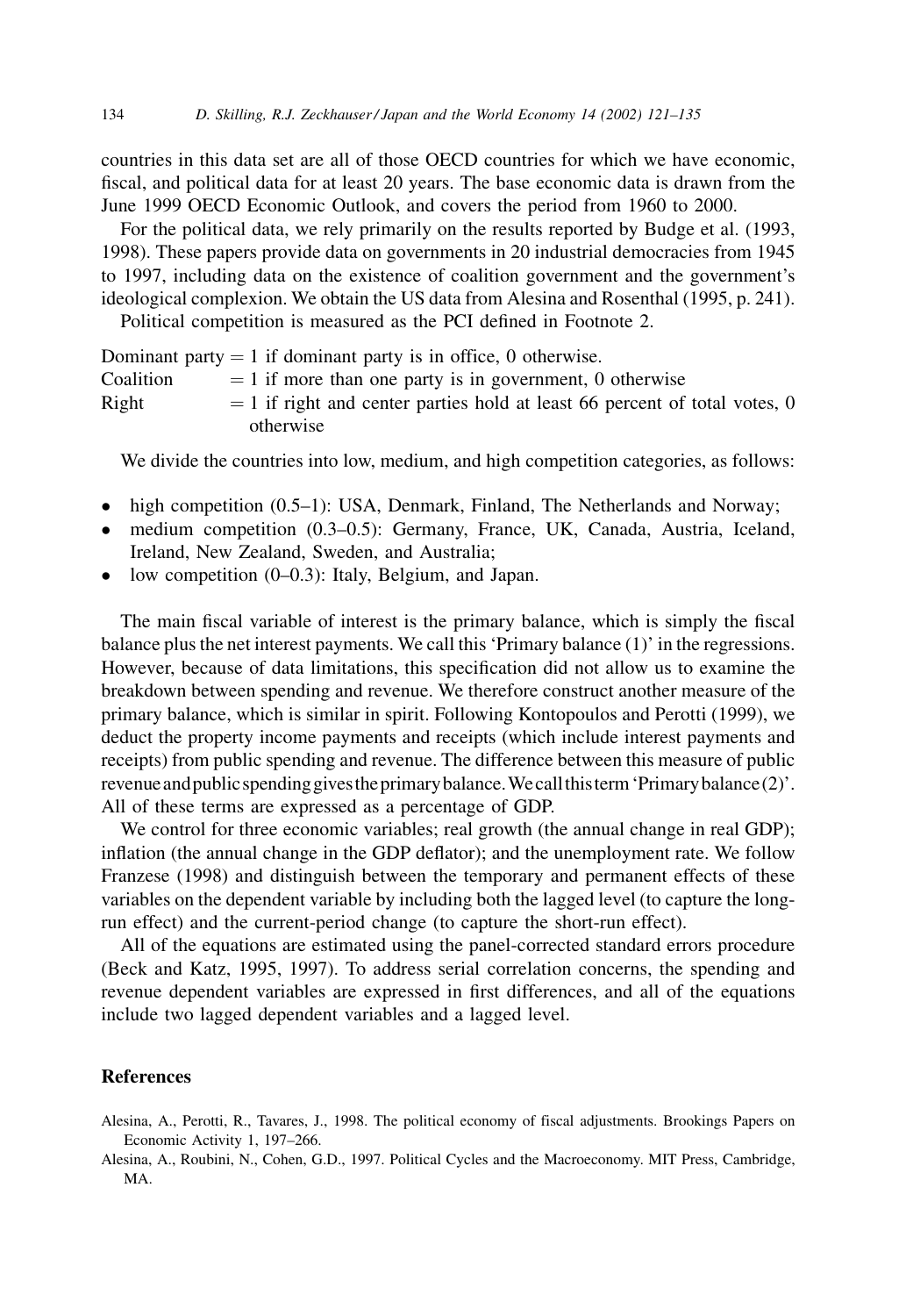countries in this data set are all of those OECD countries for which we have economic, fiscal, and political data for at least 20 years. The base economic data is drawn from the June 1999 OECD Economic Outlook, and covers the period from 1960 to 2000.

For the political data, we rely primarily on the results reported by Budge et al. (1993, 1998). These papers provide data on governments in 20 industrial democracies from 1945 to 1997, including data on the existence of coalition government and the government's ideological complexion. We obtain the US data from Alesina and Rosenthal (1995, p. 241).

Political competition is measured as the PCI defined in Footnote 2.

Dominant party = 1 if dominant party is in office, 0 otherwise.
Coalition = 1 if more than one party is in government, 0 otherwise
Right = 1 if right and center parties hold at least 66 percent of total votes, 0 otherwise

We divide the countries into low, medium, and high competition categories, as follows:

- high competition (0.5–1): USA, Denmark, Finland, The Netherlands and Norway;
- medium competition (0.3–0.5): Germany, France, UK, Canada, Austria, Iceland, Ireland, New Zealand, Sweden, and Australia;
- low competition (0–0.3): Italy, Belgium, and Japan.

The main fiscal variable of interest is the primary balance, which is simply the fiscal balance plus the net interest payments. We call this 'Primary balance (1)' in the regressions. However, because of data limitations, this specification did not allow us to examine the breakdown between spending and revenue. We therefore construct another measure of the primary balance, which is similar in spirit. Following Kontopoulos and Perotti (1999), we deduct the property income payments and receipts (which include interest payments and receipts) from public spending and revenue. The difference between this measure of public revenue and public spending gives the primary balance. We call this term 'Primary balance (2)'. All of these terms are expressed as a percentage of GDP.

We control for three economic variables; real growth (the annual change in real GDP); inflation (the annual change in the GDP deflator); and the unemployment rate. We follow Franzese (1998) and distinguish between the temporary and permanent effects of these variables on the dependent variable by including both the lagged level (to capture the long-run effect) and the current-period change (to capture the short-run effect).

All of the equations are estimated using the panel-corrected standard errors procedure (Beck and Katz, 1995, 1997). To address serial correlation concerns, the spending and revenue dependent variables are expressed in first differences, and all of the equations include two lagged dependent variables and a lagged level.

## References

Alesina, A., Perotti, R., Tavares, J., 1998. The political economy of fiscal adjustments. Brookings Papers on Economic Activity 1, 197–266.

Alesina, A., Roubini, N., Cohen, G.D., 1997. Political Cycles and the Macroeconomy. MIT Press, Cambridge, MA.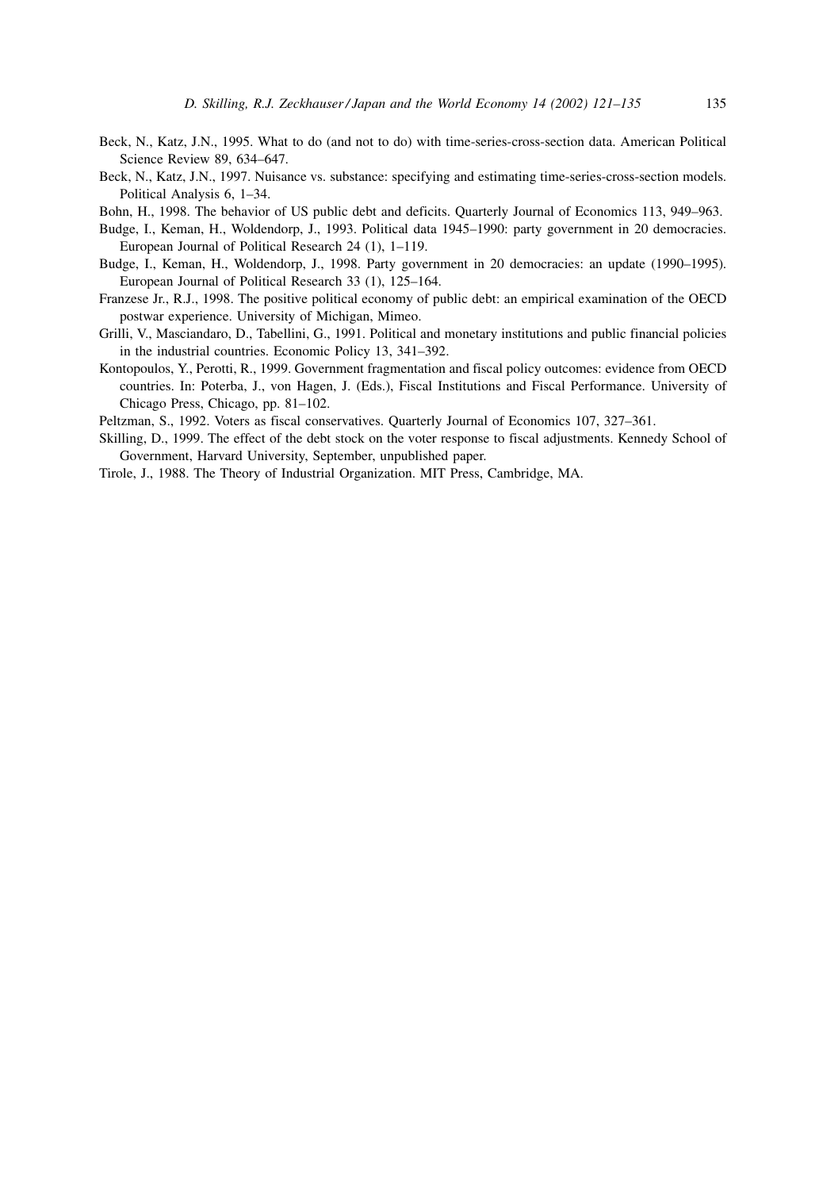Beck, N., Katz, J.N., 1995. What to do (and not to do) with time-series-cross-section data. American Political Science Review 89, 634–647.

Beck, N., Katz, J.N., 1997. Nuisance vs. substance: specifying and estimating time-series-cross-section models. Political Analysis 6, 1–34.

Bohn, H., 1998. The behavior of US public debt and deficits. Quarterly Journal of Economics 113, 949–963.

Budge, I., Keman, H., Woldendorp, J., 1993. Political data 1945–1990: party government in 20 democracies. European Journal of Political Research 24 (1), 1–119.

Budge, I., Keman, H., Woldendorp, J., 1998. Party government in 20 democracies: an update (1990–1995). European Journal of Political Research 33 (1), 125–164.

Franzese Jr., R.J., 1998. The positive political economy of public debt: an empirical examination of the OECD postwar experience. University of Michigan, Mimeo.

Grilli, V., Masciandaro, D., Tabellini, G., 1991. Political and monetary institutions and public financial policies in the industrial countries. Economic Policy 13, 341–392.

Kontopoulos, Y., Perotti, R., 1999. Government fragmentation and fiscal policy outcomes: evidence from OECD countries. In: Poterba, J., von Hagen, J. (Eds.), Fiscal Institutions and Fiscal Performance. University of Chicago Press, Chicago, pp. 81–102.

Peltzman, S., 1992. Voters as fiscal conservatives. Quarterly Journal of Economics 107, 327–361.

Skilling, D., 1999. The effect of the debt stock on the voter response to fiscal adjustments. Kennedy School of Government, Harvard University, September, unpublished paper.

Tirole, J., 1988. The Theory of Industrial Organization. MIT Press, Cambridge, MA.